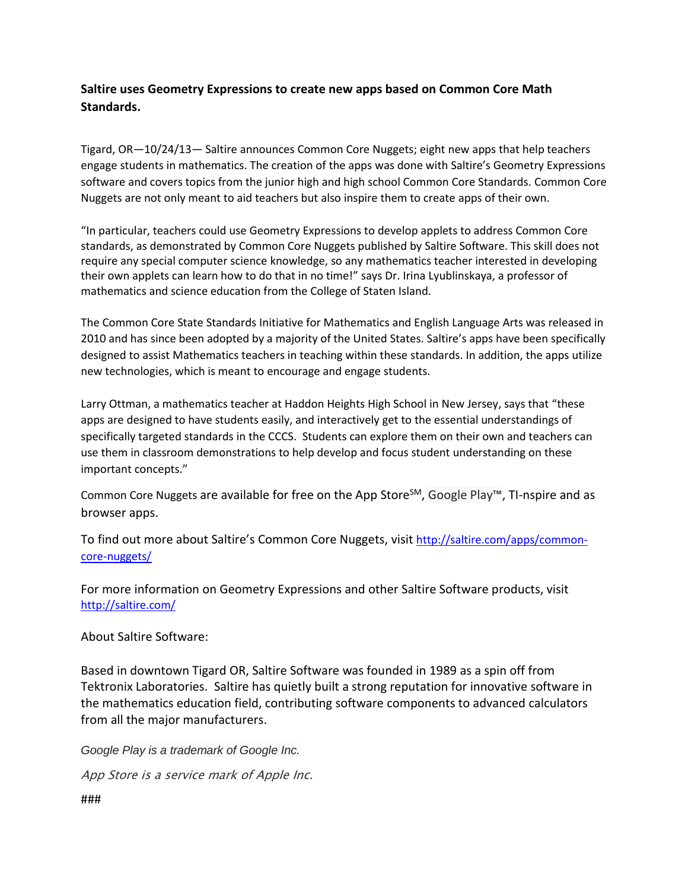**Saltire uses Geometry Expressions to create new apps based on Common Core Math Standards.**

Tigard, OR—10/24/13— Saltire announces Common Core Nuggets; eight new apps that help teachers engage students in mathematics. The creation of the apps was done with Saltire's Geometry Expressions software and covers topics from the junior high and high school Common Core Standards. Common Core Nuggets are not only meant to aid teachers but also inspire them to create apps of their own.

"In particular, teachers could use Geometry Expressions to develop applets to address Common Core standards, as demonstrated by Common Core Nuggets published by Saltire Software. This skill does not require any special computer science knowledge, so any mathematics teacher interested in developing their own applets can learn how to do that in no time!" says Dr. Irina Lyublinskaya, a professor of mathematics and science education from the College of Staten Island.

The Common Core State Standards Initiative for Mathematics and English Language Arts was released in 2010 and has since been adopted by a majority of the United States. Saltire's apps have been specifically designed to assist Mathematics teachers in teaching within these standards. In addition, the apps utilize new technologies, which is meant to encourage and engage students.

Larry Ottman, a mathematics teacher at Haddon Heights High School in New Jersey, says that "these apps are designed to have students easily, and interactively get to the essential understandings of specifically targeted standards in the CCCS. Students can explore them on their own and teachers can use them in classroom demonstrations to help develop and focus student understanding on these important concepts."

Common Core Nuggets are available for free on the App Store℠, Google Play™, TI-nspire and as browser apps.

To find out more about Saltire's Common Core Nuggets, visit http://saltire.com/apps/common-core-nuggets/

For more information on Geometry Expressions and other Saltire Software products, visit http://saltire.com/

About Saltire Software:

Based in downtown Tigard OR, Saltire Software was founded in 1989 as a spin off from Tektronix Laboratories. Saltire has quietly built a strong reputation for innovative software in the mathematics education field, contributing software components to advanced calculators from all the major manufacturers.

*Google Play is a trademark of Google Inc.*

*App Store is a service mark of Apple Inc.*

###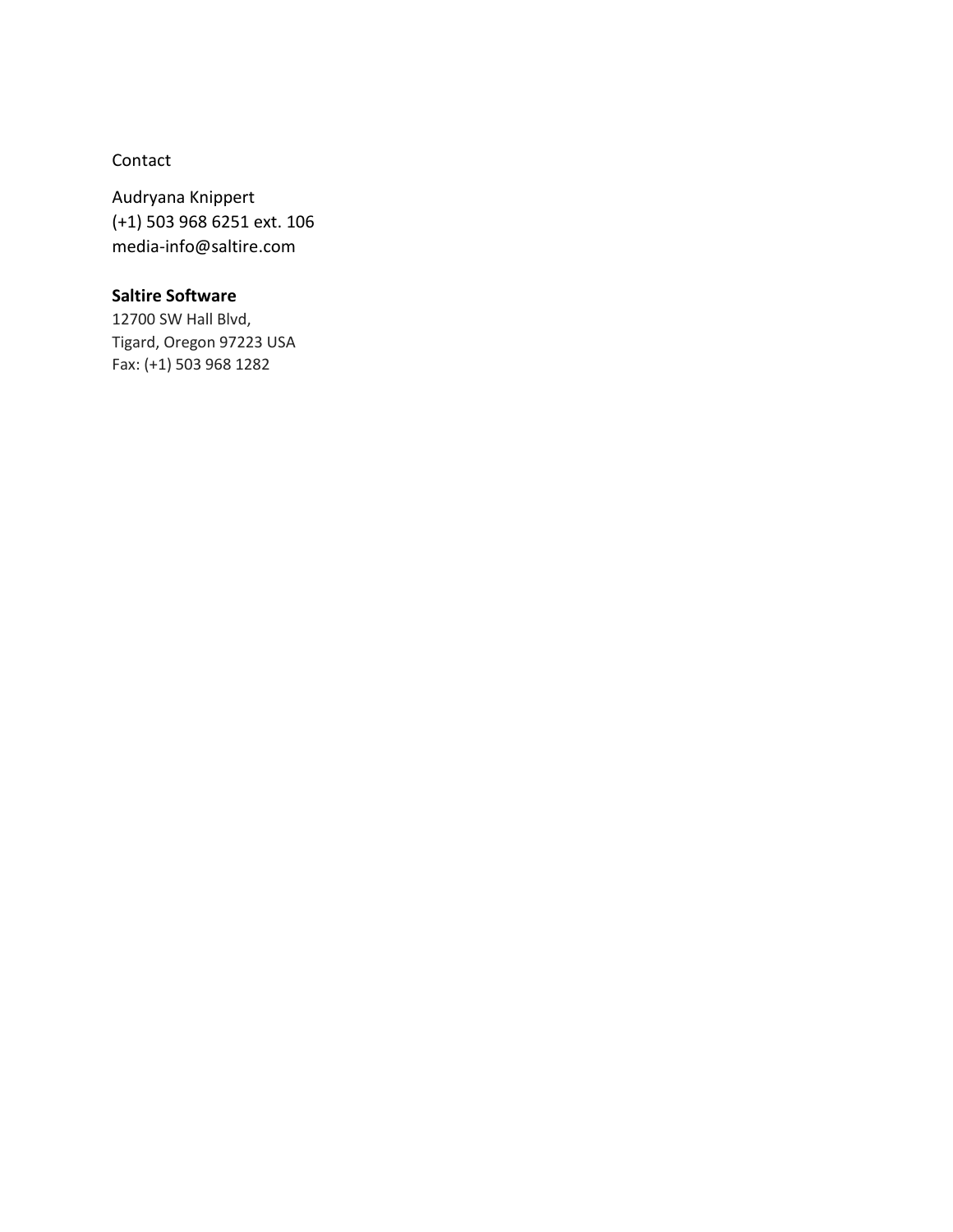Contact

Audryana Knippert
(+1) 503 968 6251 ext. 106
media-info@saltire.com

**Saltire Software**
12700 SW Hall Blvd,
Tigard, Oregon 97223 USA
Fax: (+1) 503 968 1282